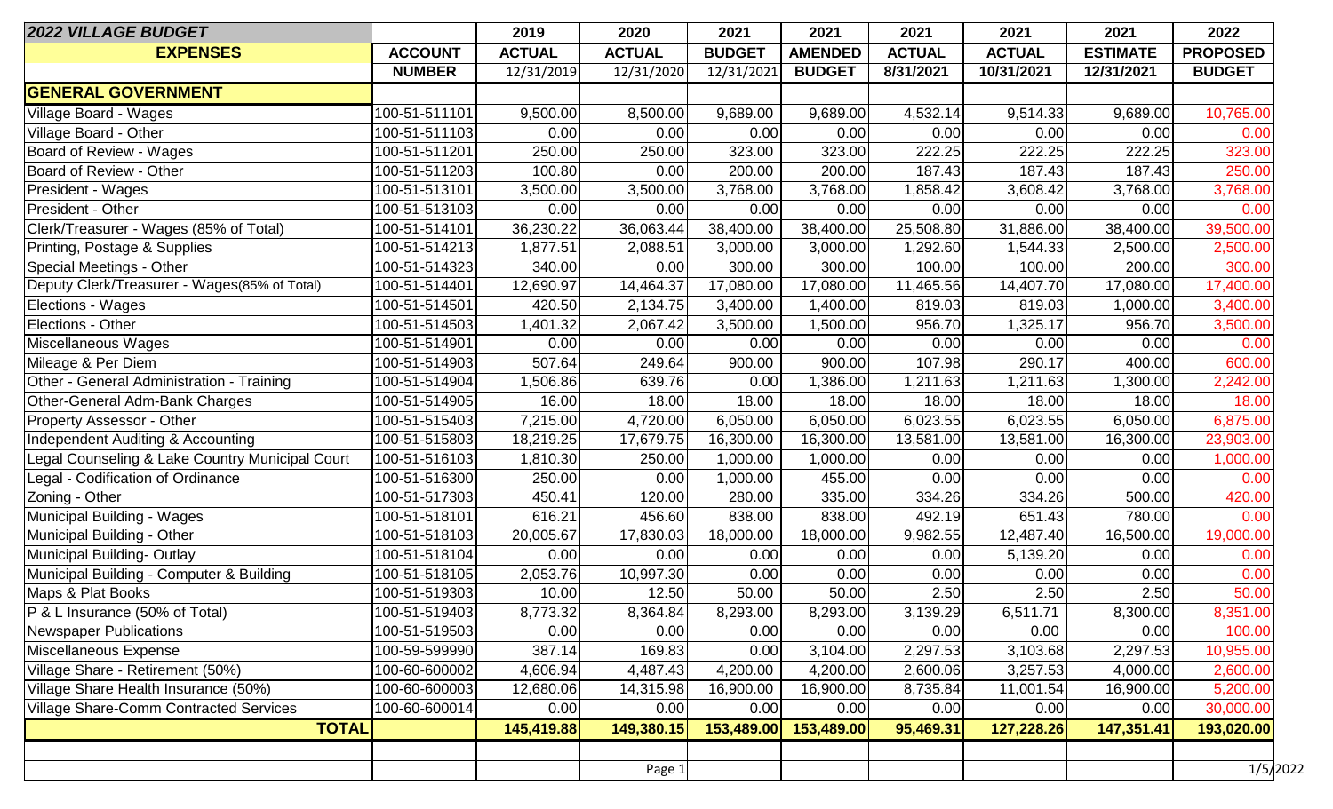| 2022 VILLAGE BUDGET | | 2019 | 2020 | 2021 | 2021 | 2021 | 2021 | 2021 | 2022 |
|---|---|---|---|---|---|---|---|---|---|
| **EXPENSES** | **ACCOUNT** | **ACTUAL** | **ACTUAL** | **BUDGET** | **AMENDED** | **ACTUAL** | **ACTUAL** | **ESTIMATE** | **PROPOSED** |
| | **NUMBER** | 12/31/2019 | 12/31/2020 | 12/31/2021 | **BUDGET** | **8/31/2021** | **10/31/2021** | **12/31/2021** | **BUDGET** |
| **GENERAL GOVERNMENT** | | | | | | | | | |
| Village Board - Wages | 100-51-511101 | 9,500.00 | 8,500.00 | 9,689.00 | 9,689.00 | 4,532.14 | 9,514.33 | 9,689.00 | 10,765.00 |
| Village Board - Other | 100-51-511103 | 0.00 | 0.00 | 0.00 | 0.00 | 0.00 | 0.00 | 0.00 | 0.00 |
| Board of Review - Wages | 100-51-511201 | 250.00 | 250.00 | 323.00 | 323.00 | 222.25 | 222.25 | 222.25 | 323.00 |
| Board of Review - Other | 100-51-511203 | 100.80 | 0.00 | 200.00 | 200.00 | 187.43 | 187.43 | 187.43 | 250.00 |
| President - Wages | 100-51-513101 | 3,500.00 | 3,500.00 | 3,768.00 | 3,768.00 | 1,858.42 | 3,608.42 | 3,768.00 | 3,768.00 |
| President - Other | 100-51-513103 | 0.00 | 0.00 | 0.00 | 0.00 | 0.00 | 0.00 | 0.00 | 0.00 |
| Clerk/Treasurer - Wages (85% of Total) | 100-51-514101 | 36,230.22 | 36,063.44 | 38,400.00 | 38,400.00 | 25,508.80 | 31,886.00 | 38,400.00 | 39,500.00 |
| Printing, Postage & Supplies | 100-51-514213 | 1,877.51 | 2,088.51 | 3,000.00 | 3,000.00 | 1,292.60 | 1,544.33 | 2,500.00 | 2,500.00 |
| Special Meetings - Other | 100-51-514323 | 340.00 | 0.00 | 300.00 | 300.00 | 100.00 | 100.00 | 200.00 | 300.00 |
| Deputy Clerk/Treasurer - Wages(85% of Total) | 100-51-514401 | 12,690.97 | 14,464.37 | 17,080.00 | 17,080.00 | 11,465.56 | 14,407.70 | 17,080.00 | 17,400.00 |
| Elections - Wages | 100-51-514501 | 420.50 | 2,134.75 | 3,400.00 | 1,400.00 | 819.03 | 819.03 | 1,000.00 | 3,400.00 |
| Elections - Other | 100-51-514503 | 1,401.32 | 2,067.42 | 3,500.00 | 1,500.00 | 956.70 | 1,325.17 | 956.70 | 3,500.00 |
| Miscellaneous Wages | 100-51-514901 | 0.00 | 0.00 | 0.00 | 0.00 | 0.00 | 0.00 | 0.00 | 0.00 |
| Mileage & Per Diem | 100-51-514903 | 507.64 | 249.64 | 900.00 | 900.00 | 107.98 | 290.17 | 400.00 | 600.00 |
| Other - General Administration - Training | 100-51-514904 | 1,506.86 | 639.76 | 0.00 | 1,386.00 | 1,211.63 | 1,211.63 | 1,300.00 | 2,242.00 |
| Other-General Adm-Bank Charges | 100-51-514905 | 16.00 | 18.00 | 18.00 | 18.00 | 18.00 | 18.00 | 18.00 | 18.00 |
| Property Assessor - Other | 100-51-515403 | 7,215.00 | 4,720.00 | 6,050.00 | 6,050.00 | 6,023.55 | 6,023.55 | 6,050.00 | 6,875.00 |
| Independent Auditing & Accounting | 100-51-515803 | 18,219.25 | 17,679.75 | 16,300.00 | 16,300.00 | 13,581.00 | 13,581.00 | 16,300.00 | 23,903.00 |
| Legal Counseling & Lake Country Municipal Court | 100-51-516103 | 1,810.30 | 250.00 | 1,000.00 | 1,000.00 | 0.00 | 0.00 | 0.00 | 1,000.00 |
| Legal - Codification of Ordinance | 100-51-516300 | 250.00 | 0.00 | 1,000.00 | 455.00 | 0.00 | 0.00 | 0.00 | 0.00 |
| Zoning - Other | 100-51-517303 | 450.41 | 120.00 | 280.00 | 335.00 | 334.26 | 334.26 | 500.00 | 420.00 |
| Municipal Building - Wages | 100-51-518101 | 616.21 | 456.60 | 838.00 | 838.00 | 492.19 | 651.43 | 780.00 | 0.00 |
| Municipal Building - Other | 100-51-518103 | 20,005.67 | 17,830.03 | 18,000.00 | 18,000.00 | 9,982.55 | 12,487.40 | 16,500.00 | 19,000.00 |
| Municipal Building- Outlay | 100-51-518104 | 0.00 | 0.00 | 0.00 | 0.00 | 0.00 | 5,139.20 | 0.00 | 0.00 |
| Municipal Building - Computer & Building | 100-51-518105 | 2,053.76 | 10,997.30 | 0.00 | 0.00 | 0.00 | 0.00 | 0.00 | 0.00 |
| Maps & Plat Books | 100-51-519303 | 10.00 | 12.50 | 50.00 | 50.00 | 2.50 | 2.50 | 2.50 | 50.00 |
| P & L Insurance (50% of Total) | 100-51-519403 | 8,773.32 | 8,364.84 | 8,293.00 | 8,293.00 | 3,139.29 | 6,511.71 | 8,300.00 | 8,351.00 |
| Newspaper Publications | 100-51-519503 | 0.00 | 0.00 | 0.00 | 0.00 | 0.00 | 0.00 | 0.00 | 100.00 |
| Miscellaneous Expense | 100-59-599990 | 387.14 | 169.83 | 0.00 | 3,104.00 | 2,297.53 | 3,103.68 | 2,297.53 | 10,955.00 |
| Village Share - Retirement (50%) | 100-60-600002 | 4,606.94 | 4,487.43 | 4,200.00 | 4,200.00 | 2,600.06 | 3,257.53 | 4,000.00 | 2,600.00 |
| Village Share Health Insurance (50%) | 100-60-600003 | 12,680.06 | 14,315.98 | 16,900.00 | 16,900.00 | 8,735.84 | 11,001.54 | 16,900.00 | 5,200.00 |
| Village Share-Comm Contracted Services | 100-60-600014 | 0.00 | 0.00 | 0.00 | 0.00 | 0.00 | 0.00 | 0.00 | 30,000.00 |
| **TOTAL** | | **145,419.88** | **149,380.15** | **153,489.00** | **153,489.00** | **95,469.31** | **127,228.26** | **147,351.41** | **193,020.00** |

1/5/2022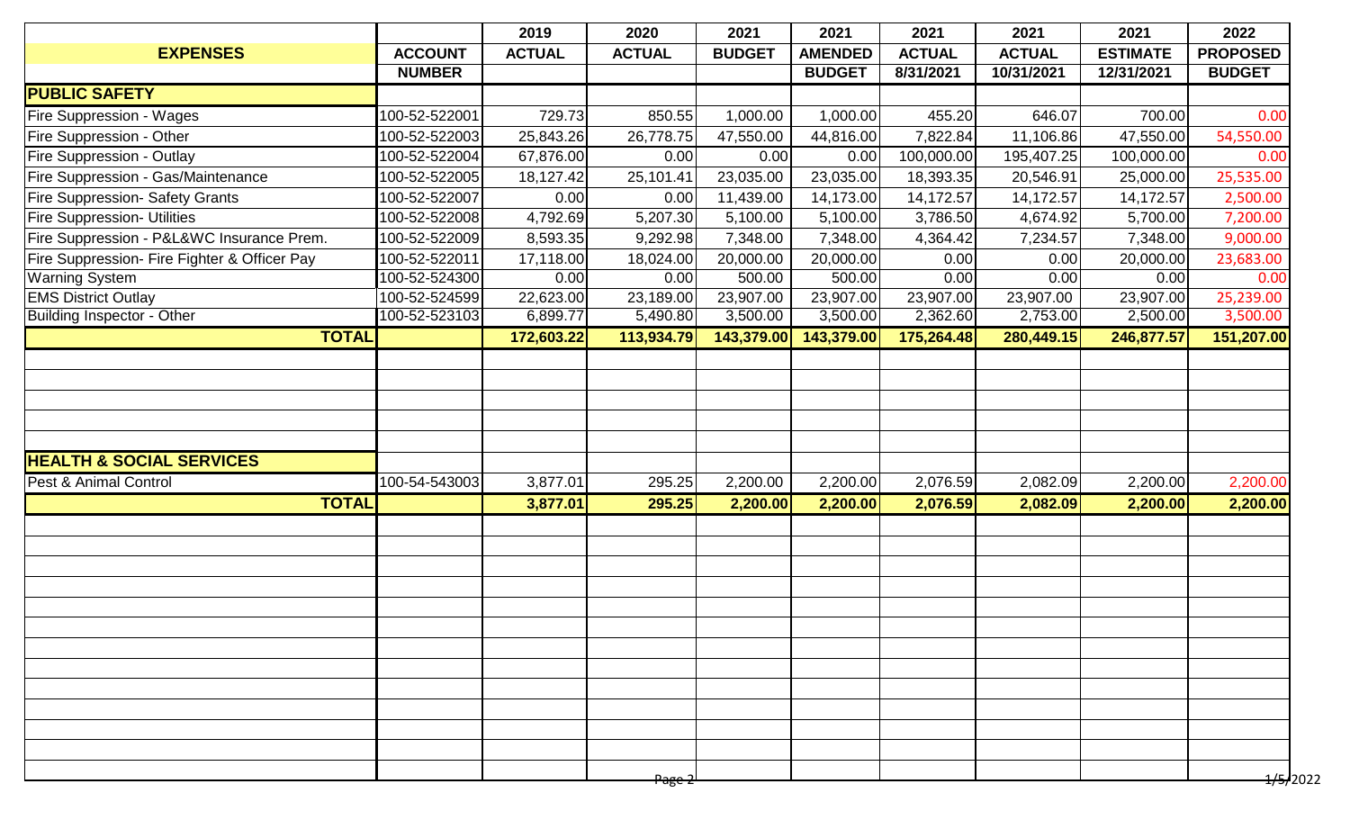| EXPENSES | ACCOUNT NUMBER | 2019 ACTUAL | 2020 ACTUAL | 2021 BUDGET | 2021 AMENDED BUDGET | 2021 ACTUAL 8/31/2021 | 2021 ACTUAL 10/31/2021 | 2021 ESTIMATE 12/31/2021 | 2022 PROPOSED BUDGET |
|---|---|---|---|---|---|---|---|---|---|
| **PUBLIC SAFETY** | | | | | | | | | |
| Fire Suppression - Wages | 100-52-522001 | 729.73 | 850.55 | 1,000.00 | 1,000.00 | 455.20 | 646.07 | 700.00 | 0.00 |
| Fire Suppression - Other | 100-52-522003 | 25,843.26 | 26,778.75 | 47,550.00 | 44,816.00 | 7,822.84 | 11,106.86 | 47,550.00 | 54,550.00 |
| Fire Suppression - Outlay | 100-52-522004 | 67,876.00 | 0.00 | 0.00 | 0.00 | 100,000.00 | 195,407.25 | 100,000.00 | 0.00 |
| Fire Suppression - Gas/Maintenance | 100-52-522005 | 18,127.42 | 25,101.41 | 23,035.00 | 23,035.00 | 18,393.35 | 20,546.91 | 25,000.00 | 25,535.00 |
| Fire Suppression- Safety Grants | 100-52-522007 | 0.00 | 0.00 | 11,439.00 | 14,173.00 | 14,172.57 | 14,172.57 | 14,172.57 | 2,500.00 |
| Fire Suppression- Utilities | 100-52-522008 | 4,792.69 | 5,207.30 | 5,100.00 | 5,100.00 | 3,786.50 | 4,674.92 | 5,700.00 | 7,200.00 |
| Fire Suppression - P&L&WC Insurance Prem. | 100-52-522009 | 8,593.35 | 9,292.98 | 7,348.00 | 7,348.00 | 4,364.42 | 7,234.57 | 7,348.00 | 9,000.00 |
| Fire Suppression- Fire Fighter & Officer Pay | 100-52-522011 | 17,118.00 | 18,024.00 | 20,000.00 | 20,000.00 | 0.00 | 0.00 | 20,000.00 | 23,683.00 |
| Warning System | 100-52-524300 | 0.00 | 0.00 | 500.00 | 500.00 | 0.00 | 0.00 | 0.00 | 0.00 |
| EMS District Outlay | 100-52-524599 | 22,623.00 | 23,189.00 | 23,907.00 | 23,907.00 | 23,907.00 | 23,907.00 | 23,907.00 | 25,239.00 |
| Building Inspector - Other | 100-52-523103 | 6,899.77 | 5,490.80 | 3,500.00 | 3,500.00 | 2,362.60 | 2,753.00 | 2,500.00 | 3,500.00 |
| **TOTAL** | | **172,603.22** | **113,934.79** | **143,379.00** | **143,379.00** | **175,264.48** | **280,449.15** | **246,877.57** | **151,207.00** |
| **HEALTH & SOCIAL SERVICES** | | | | | | | | | |
| Pest & Animal Control | 100-54-543003 | 3,877.01 | 295.25 | 2,200.00 | 2,200.00 | 2,076.59 | 2,082.09 | 2,200.00 | 2,200.00 |
| **TOTAL** | | **3,877.01** | **295.25** | **2,200.00** | **2,200.00** | **2,076.59** | **2,082.09** | **2,200.00** | **2,200.00** |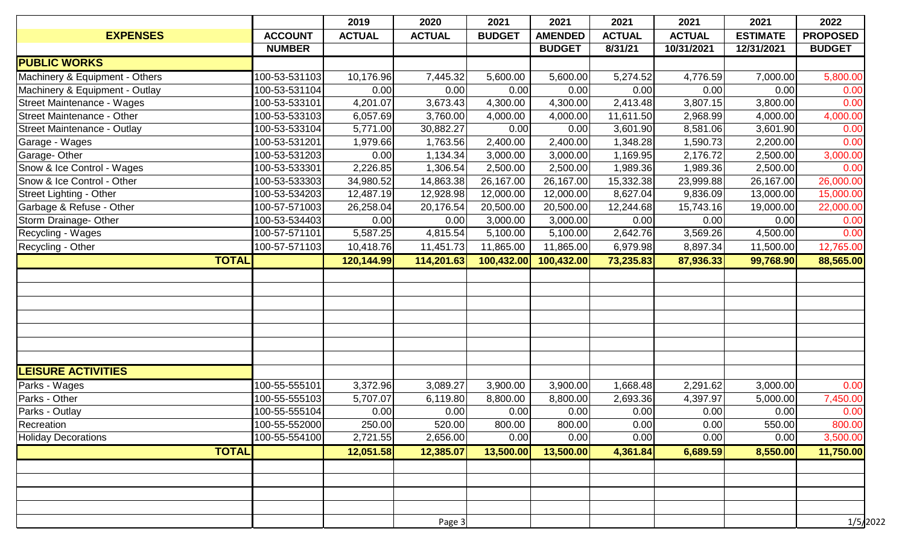| EXPENSES | ACCOUNT NUMBER | 2019 ACTUAL | 2020 ACTUAL | 2021 BUDGET | 2021 AMENDED BUDGET | 2021 ACTUAL 8/31/21 | 2021 ACTUAL 10/31/2021 | 2021 ESTIMATE 12/31/2021 | 2022 PROPOSED BUDGET |
|---|---|---|---|---|---|---|---|---|---|
| **PUBLIC WORKS** | | | | | | | | | |
| Machinery & Equipment - Others | 100-53-531103 | 10,176.96 | 7,445.32 | 5,600.00 | 5,600.00 | 5,274.52 | 4,776.59 | 7,000.00 | 5,800.00 |
| Machinery & Equipment - Outlay | 100-53-531104 | 0.00 | 0.00 | 0.00 | 0.00 | 0.00 | 0.00 | 0.00 | 0.00 |
| Street Maintenance - Wages | 100-53-533101 | 4,201.07 | 3,673.43 | 4,300.00 | 4,300.00 | 2,413.48 | 3,807.15 | 3,800.00 | 0.00 |
| Street Maintenance - Other | 100-53-533103 | 6,057.69 | 3,760.00 | 4,000.00 | 4,000.00 | 11,611.50 | 2,968.99 | 4,000.00 | 4,000.00 |
| Street Maintenance - Outlay | 100-53-533104 | 5,771.00 | 30,882.27 | 0.00 | 0.00 | 3,601.90 | 8,581.06 | 3,601.90 | 0.00 |
| Garage - Wages | 100-53-531201 | 1,979.66 | 1,763.56 | 2,400.00 | 2,400.00 | 1,348.28 | 1,590.73 | 2,200.00 | 0.00 |
| Garage- Other | 100-53-531203 | 0.00 | 1,134.34 | 3,000.00 | 3,000.00 | 1,169.95 | 2,176.72 | 2,500.00 | 3,000.00 |
| Snow & Ice Control - Wages | 100-53-533301 | 2,226.85 | 1,306.54 | 2,500.00 | 2,500.00 | 1,989.36 | 1,989.36 | 2,500.00 | 0.00 |
| Snow & Ice Control - Other | 100-53-533303 | 34,980.52 | 14,863.38 | 26,167.00 | 26,167.00 | 15,332.38 | 23,999.88 | 26,167.00 | 26,000.00 |
| Street Lighting - Other | 100-53-534203 | 12,487.19 | 12,928.98 | 12,000.00 | 12,000.00 | 8,627.04 | 9,836.09 | 13,000.00 | 15,000.00 |
| Garbage & Refuse - Other | 100-57-571003 | 26,258.04 | 20,176.54 | 20,500.00 | 20,500.00 | 12,244.68 | 15,743.16 | 19,000.00 | 22,000.00 |
| Storm Drainage- Other | 100-53-534403 | 0.00 | 0.00 | 3,000.00 | 3,000.00 | 0.00 | 0.00 | 0.00 | 0.00 |
| Recycling - Wages | 100-57-571101 | 5,587.25 | 4,815.54 | 5,100.00 | 5,100.00 | 2,642.76 | 3,569.26 | 4,500.00 | 0.00 |
| Recycling - Other | 100-57-571103 | 10,418.76 | 11,451.73 | 11,865.00 | 11,865.00 | 6,979.98 | 8,897.34 | 11,500.00 | 12,765.00 |
| **TOTAL** | | **120,144.99** | **114,201.63** | **100,432.00** | **100,432.00** | **73,235.83** | **87,936.33** | **99,768.90** | **88,565.00** |
| **LEISURE ACTIVITIES** | | | | | | | | | |
| Parks - Wages | 100-55-555101 | 3,372.96 | 3,089.27 | 3,900.00 | 3,900.00 | 1,668.48 | 2,291.62 | 3,000.00 | 0.00 |
| Parks - Other | 100-55-555103 | 5,707.07 | 6,119.80 | 8,800.00 | 8,800.00 | 2,693.36 | 4,397.97 | 5,000.00 | 7,450.00 |
| Parks - Outlay | 100-55-555104 | 0.00 | 0.00 | 0.00 | 0.00 | 0.00 | 0.00 | 0.00 | 0.00 |
| Recreation | 100-55-552000 | 250.00 | 520.00 | 800.00 | 800.00 | 0.00 | 0.00 | 550.00 | 800.00 |
| Holiday Decorations | 100-55-554100 | 2,721.55 | 2,656.00 | 0.00 | 0.00 | 0.00 | 0.00 | 0.00 | 3,500.00 |
| **TOTAL** | | **12,051.58** | **12,385.07** | **13,500.00** | **13,500.00** | **4,361.84** | **6,689.59** | **8,550.00** | **11,750.00** |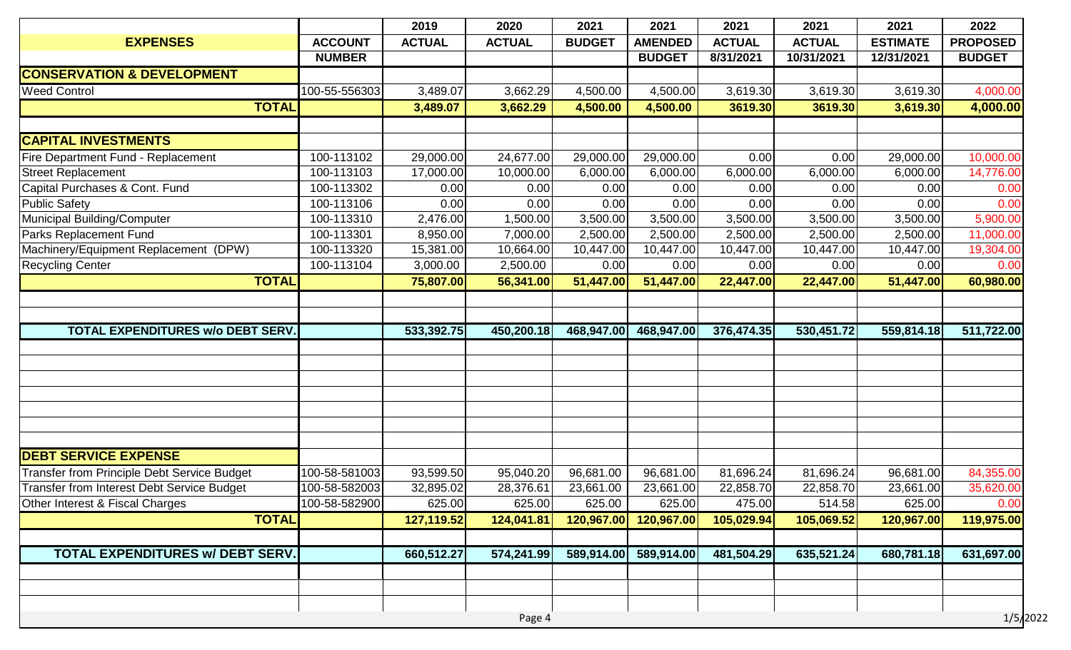| EXPENSES | ACCOUNT NUMBER | 2019 ACTUAL | 2020 ACTUAL | 2021 BUDGET | 2021 AMENDED BUDGET | 2021 ACTUAL 8/31/2021 | 2021 ACTUAL 10/31/2021 | 2021 ESTIMATE 12/31/2021 | 2022 PROPOSED BUDGET |
|---|---|---|---|---|---|---|---|---|---|
| **CONSERVATION & DEVELOPMENT** | | | | | | | | | |
| Weed Control | 100-55-556303 | 3,489.07 | 3,662.29 | 4,500.00 | 4,500.00 | 3,619.30 | 3,619.30 | 3,619.30 | 4,000.00 |
| **TOTAL** | | **3,489.07** | **3,662.29** | **4,500.00** | **4,500.00** | **3619.30** | **3619.30** | **3,619.30** | **4,000.00** |
| | | | | | | | | | |
| **CAPITAL INVESTMENTS** | | | | | | | | | |
| Fire Department Fund - Replacement | 100-113102 | 29,000.00 | 24,677.00 | 29,000.00 | 29,000.00 | 0.00 | 0.00 | 29,000.00 | 10,000.00 |
| Street Replacement | 100-113103 | 17,000.00 | 10,000.00 | 6,000.00 | 6,000.00 | 6,000.00 | 6,000.00 | 6,000.00 | 14,776.00 |
| Capital Purchases & Cont. Fund | 100-113302 | 0.00 | 0.00 | 0.00 | 0.00 | 0.00 | 0.00 | 0.00 | 0.00 |
| Public Safety | 100-113106 | 0.00 | 0.00 | 0.00 | 0.00 | 0.00 | 0.00 | 0.00 | 0.00 |
| Municipal Building/Computer | 100-113310 | 2,476.00 | 1,500.00 | 3,500.00 | 3,500.00 | 3,500.00 | 3,500.00 | 3,500.00 | 5,900.00 |
| Parks Replacement Fund | 100-113301 | 8,950.00 | 7,000.00 | 2,500.00 | 2,500.00 | 2,500.00 | 2,500.00 | 2,500.00 | 11,000.00 |
| Machinery/Equipment Replacement (DPW) | 100-113320 | 15,381.00 | 10,664.00 | 10,447.00 | 10,447.00 | 10,447.00 | 10,447.00 | 10,447.00 | 19,304.00 |
| Recycling Center | 100-113104 | 3,000.00 | 2,500.00 | 0.00 | 0.00 | 0.00 | 0.00 | 0.00 | 0.00 |
| **TOTAL** | | **75,807.00** | **56,341.00** | **51,447.00** | **51,447.00** | **22,447.00** | **22,447.00** | **51,447.00** | **60,980.00** |
| | | | | | | | | | |
| **TOTAL EXPENDITURES w/o DEBT SERV.** | | **533,392.75** | **450,200.18** | **468,947.00** | **468,947.00** | **376,474.35** | **530,451.72** | **559,814.18** | **511,722.00** |
| | | | | | | | | | |
| **DEBT SERVICE EXPENSE** | | | | | | | | | |
| Transfer from Principle Debt Service Budget | 100-58-581003 | 93,599.50 | 95,040.20 | 96,681.00 | 96,681.00 | 81,696.24 | 81,696.24 | 96,681.00 | 84,355.00 |
| Transfer from Interest Debt Service Budget | 100-58-582003 | 32,895.02 | 28,376.61 | 23,661.00 | 23,661.00 | 22,858.70 | 22,858.70 | 23,661.00 | 35,620.00 |
| Other Interest & Fiscal Charges | 100-58-582900 | 625.00 | 625.00 | 625.00 | 625.00 | 475.00 | 514.58 | 625.00 | 0.00 |
| **TOTAL** | | **127,119.52** | **124,041.81** | **120,967.00** | **120,967.00** | **105,029.94** | **105,069.52** | **120,967.00** | **119,975.00** |
| | | | | | | | | | |
| **TOTAL EXPENDITURES w/ DEBT SERV.** | | **660,512.27** | **574,241.99** | **589,914.00** | **589,914.00** | **481,504.29** | **635,521.24** | **680,781.18** | **631,697.00** |

1/5/2022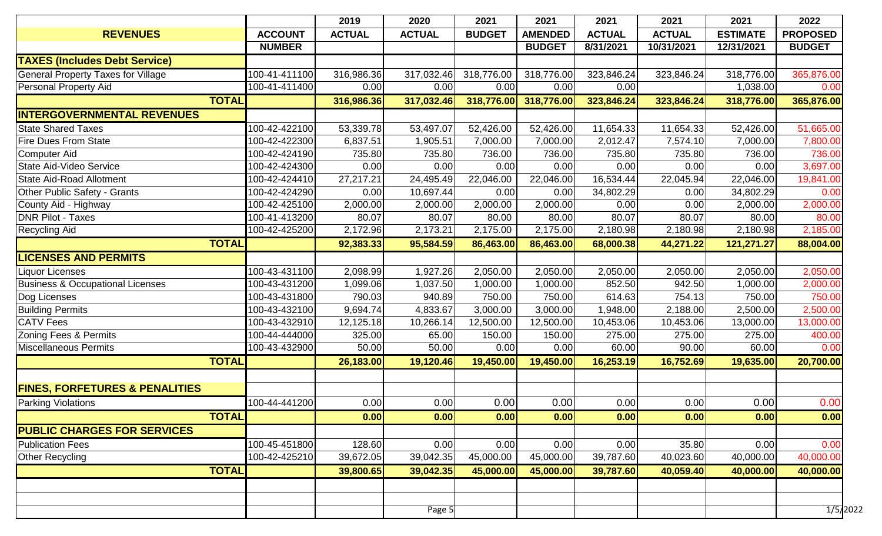| REVENUES | ACCOUNT NUMBER | 2019 ACTUAL | 2020 ACTUAL | 2021 BUDGET | 2021 AMENDED BUDGET | 2021 ACTUAL 8/31/2021 | 2021 ACTUAL 10/31/2021 | 2021 ESTIMATE 12/31/2021 | 2022 PROPOSED BUDGET |
|---|---|---|---|---|---|---|---|---|---|
| **TAXES (Includes Debt Service)** | | | | | | | | | |
| General Property Taxes for Village | 100-41-411100 | 316,986.36 | 317,032.46 | 318,776.00 | 318,776.00 | 323,846.24 | 323,846.24 | 318,776.00 | 365,876.00 |
| Personal Property Aid | 100-41-411400 | 0.00 | 0.00 | 0.00 | 0.00 | 0.00 | | 1,038.00 | 0.00 |
| **TOTAL** | | **316,986.36** | **317,032.46** | **318,776.00** | **318,776.00** | **323,846.24** | **323,846.24** | **318,776.00** | **365,876.00** |
| **INTERGOVERNMENTAL REVENUES** | | | | | | | | | |
| State Shared Taxes | 100-42-422100 | 53,339.78 | 53,497.07 | 52,426.00 | 52,426.00 | 11,654.33 | 11,654.33 | 52,426.00 | 51,665.00 |
| Fire Dues From State | 100-42-422300 | 6,837.51 | 1,905.51 | 7,000.00 | 7,000.00 | 2,012.47 | 7,574.10 | 7,000.00 | 7,800.00 |
| Computer Aid | 100-42-424190 | 735.80 | 735.80 | 736.00 | 736.00 | 735.80 | 735.80 | 736.00 | 736.00 |
| State Aid-Video Service | 100-42-424300 | 0.00 | 0.00 | 0.00 | 0.00 | 0.00 | 0.00 | 0.00 | 3,697.00 |
| State Aid-Road Allotment | 100-42-424410 | 27,217.21 | 24,495.49 | 22,046.00 | 22,046.00 | 16,534.44 | 22,045.94 | 22,046.00 | 19,841.00 |
| Other Public Safety - Grants | 100-42-424290 | 0.00 | 10,697.44 | 0.00 | 0.00 | 34,802.29 | 0.00 | 34,802.29 | 0.00 |
| County Aid - Highway | 100-42-425100 | 2,000.00 | 2,000.00 | 2,000.00 | 2,000.00 | 0.00 | 0.00 | 2,000.00 | 2,000.00 |
| DNR Pilot - Taxes | 100-41-413200 | 80.07 | 80.07 | 80.00 | 80.00 | 80.07 | 80.07 | 80.00 | 80.00 |
| Recycling Aid | 100-42-425200 | 2,172.96 | 2,173.21 | 2,175.00 | 2,175.00 | 2,180.98 | 2,180.98 | 2,180.98 | 2,185.00 |
| **TOTAL** | | **92,383.33** | **95,584.59** | **86,463.00** | **86,463.00** | **68,000.38** | **44,271.22** | **121,271.27** | **88,004.00** |
| **LICENSES AND PERMITS** | | | | | | | | | |
| Liquor Licenses | 100-43-431100 | 2,098.99 | 1,927.26 | 2,050.00 | 2,050.00 | 2,050.00 | 2,050.00 | 2,050.00 | 2,050.00 |
| Business & Occupational Licenses | 100-43-431200 | 1,099.06 | 1,037.50 | 1,000.00 | 1,000.00 | 852.50 | 942.50 | 1,000.00 | 2,000.00 |
| Dog Licenses | 100-43-431800 | 790.03 | 940.89 | 750.00 | 750.00 | 614.63 | 754.13 | 750.00 | 750.00 |
| Building Permits | 100-43-432100 | 9,694.74 | 4,833.67 | 3,000.00 | 3,000.00 | 1,948.00 | 2,188.00 | 2,500.00 | 2,500.00 |
| CATV Fees | 100-43-432910 | 12,125.18 | 10,266.14 | 12,500.00 | 12,500.00 | 10,453.06 | 10,453.06 | 13,000.00 | 13,000.00 |
| Zoning Fees & Permits | 100-44-444000 | 325.00 | 65.00 | 150.00 | 150.00 | 275.00 | 275.00 | 275.00 | 400.00 |
| Miscellaneous Permits | 100-43-432900 | 50.00 | 50.00 | 0.00 | 0.00 | 60.00 | 90.00 | 60.00 | 0.00 |
| **TOTAL** | | **26,183.00** | **19,120.46** | **19,450.00** | **19,450.00** | **16,253.19** | **16,752.69** | **19,635.00** | **20,700.00** |
| **FINES, FORFETURES & PENALITIES** | | | | | | | | | |
| Parking Violations | 100-44-441200 | 0.00 | 0.00 | 0.00 | 0.00 | 0.00 | 0.00 | 0.00 | 0.00 |
| **TOTAL** | | **0.00** | **0.00** | **0.00** | **0.00** | **0.00** | **0.00** | **0.00** | **0.00** |
| **PUBLIC CHARGES FOR SERVICES** | | | | | | | | | |
| Publication Fees | 100-45-451800 | 128.60 | 0.00 | 0.00 | 0.00 | 0.00 | 35.80 | 0.00 | 0.00 |
| Other Recycling | 100-42-425210 | 39,672.05 | 39,042.35 | 45,000.00 | 45,000.00 | 39,787.60 | 40,023.60 | 40,000.00 | 40,000.00 |
| **TOTAL** | | **39,800.65** | **39,042.35** | **45,000.00** | **45,000.00** | **39,787.60** | **40,059.40** | **40,000.00** | **40,000.00** |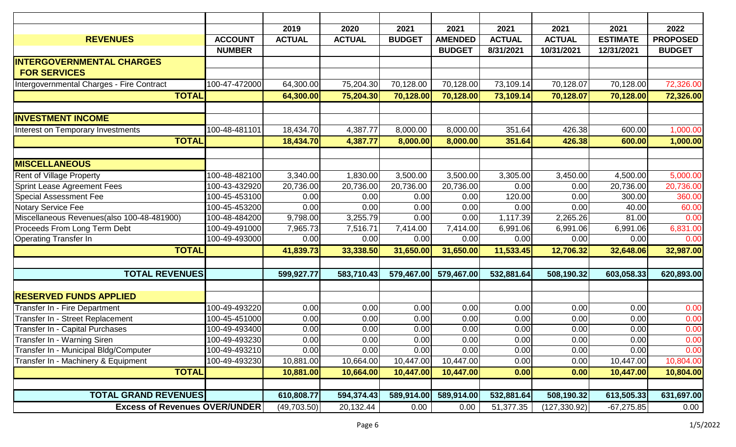| REVENUES | ACCOUNT NUMBER | 2019 ACTUAL | 2020 ACTUAL | 2021 BUDGET | 2021 AMENDED BUDGET | 2021 ACTUAL 8/31/2021 | 2021 ACTUAL 10/31/2021 | 2021 ESTIMATE 12/31/2021 | 2022 PROPOSED BUDGET |
|---|---|---|---|---|---|---|---|---|---|
| **INTERGOVERNMENTAL CHARGES FOR SERVICES** | | | | | | | | | |
| Intergovernmental Charges - Fire Contract | 100-47-472000 | 64,300.00 | 75,204.30 | 70,128.00 | 70,128.00 | 73,109.14 | 70,128.07 | 70,128.00 | 72,326.00 |
| **TOTAL** | | **64,300.00** | **75,204.30** | **70,128.00** | **70,128.00** | **73,109.14** | **70,128.07** | **70,128.00** | **72,326.00** |
| | | | | | | | | | |
| **INVESTMENT INCOME** | | | | | | | | | |
| Interest on Temporary Investments | 100-48-481101 | 18,434.70 | 4,387.77 | 8,000.00 | 8,000.00 | 351.64 | 426.38 | 600.00 | 1,000.00 |
| **TOTAL** | | **18,434.70** | **4,387.77** | **8,000.00** | **8,000.00** | **351.64** | **426.38** | **600.00** | **1,000.00** |
| | | | | | | | | | |
| **MISCELLANEOUS** | | | | | | | | | |
| Rent of Village Property | 100-48-482100 | 3,340.00 | 1,830.00 | 3,500.00 | 3,500.00 | 3,305.00 | 3,450.00 | 4,500.00 | 5,000.00 |
| Sprint Lease Agreement Fees | 100-43-432920 | 20,736.00 | 20,736.00 | 20,736.00 | 20,736.00 | 0.00 | 0.00 | 20,736.00 | 20,736.00 |
| Special Assessment Fee | 100-45-453100 | 0.00 | 0.00 | 0.00 | 0.00 | 120.00 | 0.00 | 300.00 | 360.00 |
| Notary Service Fee | 100-45-453200 | 0.00 | 0.00 | 0.00 | 0.00 | 0.00 | 0.00 | 40.00 | 60.00 |
| Miscellaneous Revenues(also 100-48-481900) | 100-48-484200 | 9,798.00 | 3,255.79 | 0.00 | 0.00 | 1,117.39 | 2,265.26 | 81.00 | 0.00 |
| Proceeds From Long Term Debt | 100-49-491000 | 7,965.73 | 7,516.71 | 7,414.00 | 7,414.00 | 6,991.06 | 6,991.06 | 6,991.06 | 6,831.00 |
| Operating Transfer In | 100-49-493000 | 0.00 | 0.00 | 0.00 | 0.00 | 0.00 | 0.00 | 0.00 | 0.00 |
| **TOTAL** | | **41,839.73** | **33,338.50** | **31,650.00** | **31,650.00** | **11,533.45** | **12,706.32** | **32,648.06** | **32,987.00** |
| | | | | | | | | | |
| **TOTAL REVENUES** | | **599,927.77** | **583,710.43** | **579,467.00** | **579,467.00** | **532,881.64** | **508,190.32** | **603,058.33** | **620,893.00** |
| | | | | | | | | | |
| **RESERVED FUNDS APPLIED** | | | | | | | | | |
| Transfer In - Fire Department | 100-49-493220 | 0.00 | 0.00 | 0.00 | 0.00 | 0.00 | 0.00 | 0.00 | 0.00 |
| Transfer In - Street Replacement | 100-45-451000 | 0.00 | 0.00 | 0.00 | 0.00 | 0.00 | 0.00 | 0.00 | 0.00 |
| Transfer In - Capital Purchases | 100-49-493400 | 0.00 | 0.00 | 0.00 | 0.00 | 0.00 | 0.00 | 0.00 | 0.00 |
| Transfer In - Warning Siren | 100-49-493230 | 0.00 | 0.00 | 0.00 | 0.00 | 0.00 | 0.00 | 0.00 | 0.00 |
| Transfer In - Municipal Bldg/Computer | 100-49-493210 | 0.00 | 0.00 | 0.00 | 0.00 | 0.00 | 0.00 | 0.00 | 0.00 |
| Transfer In - Machinery & Equipment | 100-49-493230 | 10,881.00 | 10,664.00 | 10,447.00 | 10,447.00 | 0.00 | 0.00 | 10,447.00 | 10,804.00 |
| **TOTAL** | | **10,881.00** | **10,664.00** | **10,447.00** | **10,447.00** | **0.00** | **0.00** | **10,447.00** | **10,804.00** |
| | | | | | | | | | |
| **TOTAL GRAND REVENUES** | | **610,808.77** | **594,374.43** | **589,914.00** | **589,914.00** | **532,881.64** | **508,190.32** | **613,505.33** | **631,697.00** |
| **Excess of Revenues OVER/UNDER** | | (49,703.50) | 20,132.44 | 0.00 | 0.00 | 51,377.35 | (127,330.92) | -67,275.85 | 0.00 |